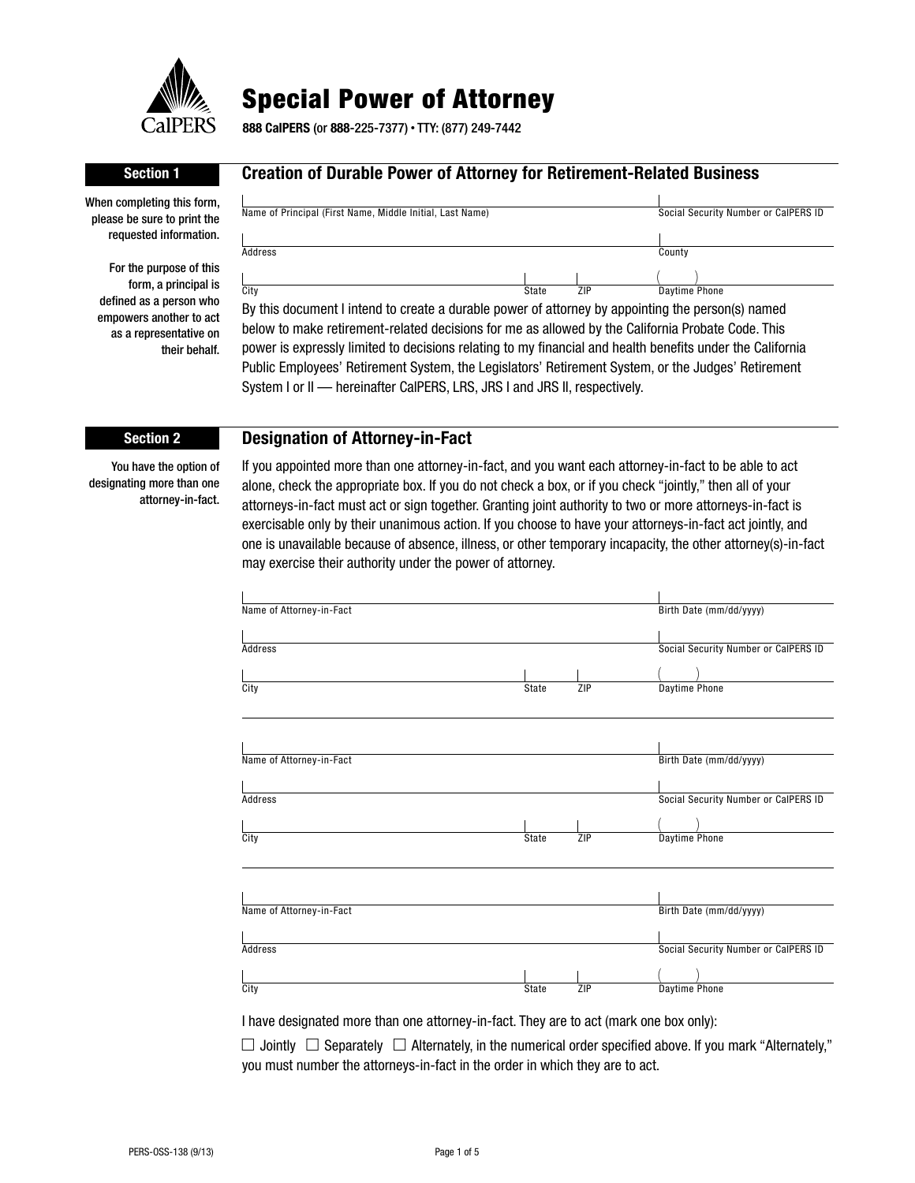# Special Power of Attorney

**888 CalPERS** (or **888**-225-7377) • TTY: (877) 249-7442

## Section 1 — Creation of Durable Power of Attorney for Retirement-Related Business

When completing this form, please be sure to print the requested information.

For the purpose of this form, a principal is defined as a person who empowers another to act as a representative on their behalf.

| | |
|---|---|
| Name of Principal (First Name, Middle Initial, Last Name) | Social Security Number or CalPERS ID |
| Address | County |
| City / State / ZIP | Daytime Phone ( ) |

By this document I intend to create a durable power of attorney by appointing the person(s) named below to make retirement-related decisions for me as allowed by the California Probate Code. This power is expressly limited to decisions relating to my financial and health benefits under the California Public Employees' Retirement System, the Legislators' Retirement System, or the Judges' Retirement System I or II — hereinafter CalPERS, LRS, JRS I and JRS II, respectively.

## Section 2 — Designation of Attorney-in-Fact

You have the option of designating more than one attorney-in-fact.

If you appointed more than one attorney-in-fact, and you want each attorney-in-fact to be able to act alone, check the appropriate box. If you do not check a box, or if you check "jointly," then all of your attorneys-in-fact must act or sign together. Granting joint authority to two or more attorneys-in-fact is exercisable only by their unanimous action. If you choose to have your attorneys-in-fact act jointly, and one is unavailable because of absence, illness, or other temporary incapacity, the other attorney(s)-in-fact may exercise their authority under the power of attorney.

| | |
|---|---|
| Name of Attorney-in-Fact | Birth Date (mm/dd/yyyy) |
| Address | Social Security Number or CalPERS ID |
| City / State / ZIP | Daytime Phone ( ) |

| | |
|---|---|
| Name of Attorney-in-Fact | Birth Date (mm/dd/yyyy) |
| Address | Social Security Number or CalPERS ID |
| City / State / ZIP | Daytime Phone ( ) |

| | |
|---|---|
| Name of Attorney-in-Fact | Birth Date (mm/dd/yyyy) |
| Address | Social Security Number or CalPERS ID |
| City / State / ZIP | Daytime Phone ( ) |

I have designated more than one attorney-in-fact. They are to act (mark one box only):

☐ Jointly ☐ Separately ☐ Alternately, in the numerical order specified above. If you mark "Alternately," you must number the attorneys-in-fact in the order in which they are to act.

PERS-OSS-138 (9/13)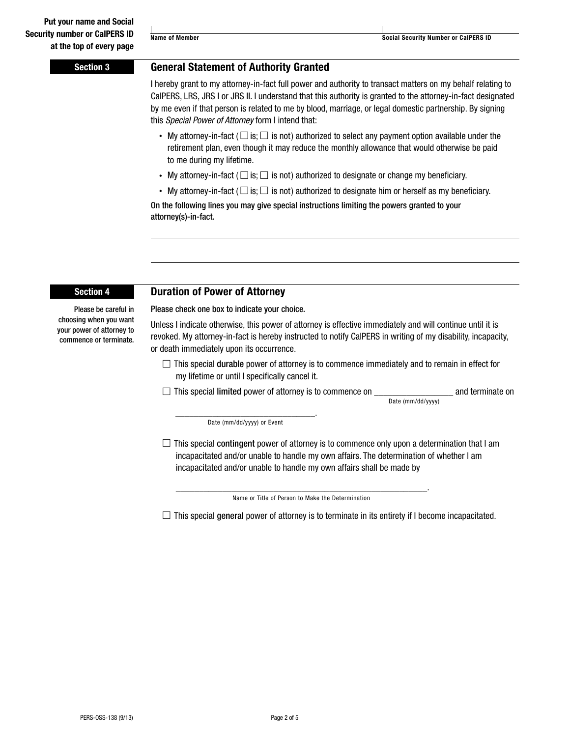**Put your name and Social Security number or CalPERS ID at the top of every page**

Name of Member ____________________ Social Security Number or CalPERS ID ____________________

## Section 3 — General Statement of Authority Granted

I hereby grant to my attorney-in-fact full power and authority to transact matters on my behalf relating to CalPERS, LRS, JRS I or JRS II. I understand that this authority is granted to the attorney-in-fact designated by me even if that person is related to me by blood, marriage, or legal domestic partnership. By signing this *Special Power of Attorney* form I intend that:

- My attorney-in-fact (☐ is; ☐ is not) authorized to select any payment option available under the retirement plan, even though it may reduce the monthly allowance that would otherwise be paid to me during my lifetime.
- My attorney-in-fact (☐ is; ☐ is not) authorized to designate or change my beneficiary.
- My attorney-in-fact (☐ is; ☐ is not) authorized to designate him or herself as my beneficiary.

**On the following lines you may give special instructions limiting the powers granted to your attorney(s)-in-fact.**

______________________________________________________________________

______________________________________________________________________

## Section 4 — Duration of Power of Attorney

**Please be careful in choosing when you want your power of attorney to commence or terminate.**

**Please check one box to indicate your choice.**

Unless I indicate otherwise, this power of attorney is effective immediately and will continue until it is revoked. My attorney-in-fact is hereby instructed to notify CalPERS in writing of my disability, incapacity, or death immediately upon its occurrence.

☐ This special **durable** power of attorney is to commence immediately and to remain in effect for my lifetime or until I specifically cancel it.

☐ This special **limited** power of attorney is to commence on __________________ (Date (mm/dd/yyyy)) and terminate on __________________ (Date (mm/dd/yyyy) or Event).

☐ This special **contingent** power of attorney is to commence only upon a determination that I am incapacitated and/or unable to handle my own affairs. The determination of whether I am incapacitated and/or unable to handle my own affairs shall be made by

__________________________________________.
Name or Title of Person to Make the Determination

☐ This special **general** power of attorney is to terminate in its entirety if I become incapacitated.

PERS-OSS-138 (9/13)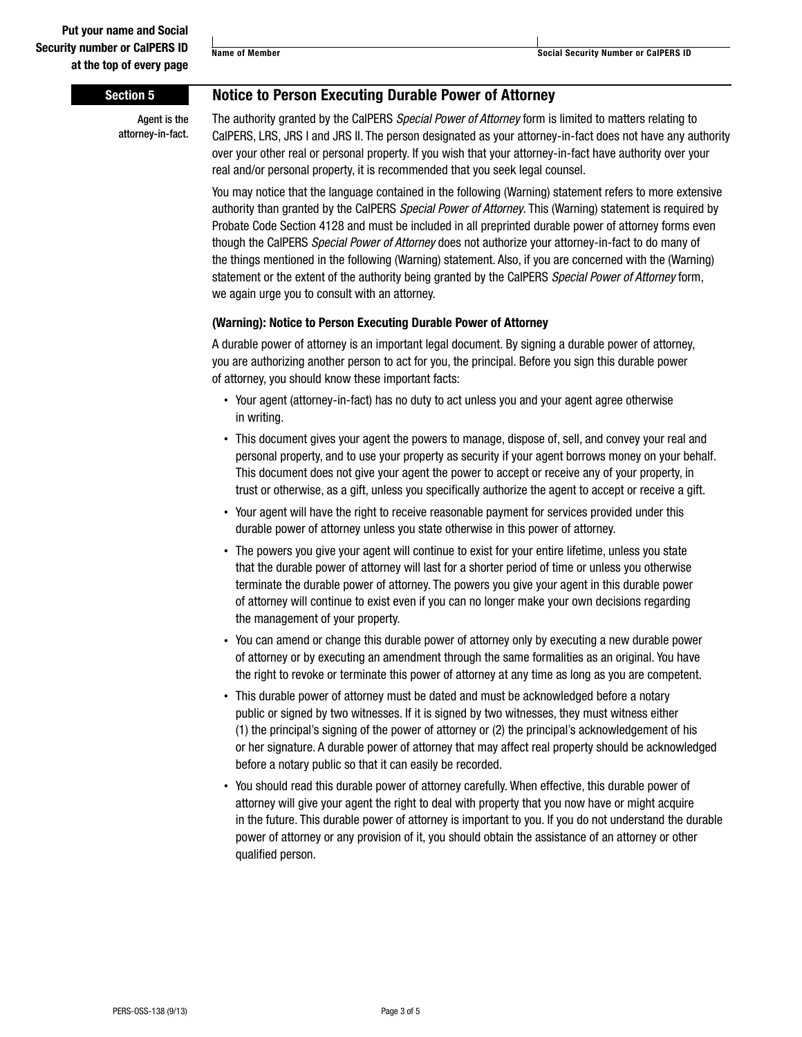Put your name and Social Security number or CalPERS ID at the top of every page

| Name of Member | Social Security Number or CalPERS ID |
| --- | --- |
| | |

## Section 5 — Notice to Person Executing Durable Power of Attorney

Agent is the attorney-in-fact.

The authority granted by the CalPERS *Special Power of Attorney* form is limited to matters relating to CalPERS, LRS, JRS I and JRS II. The person designated as your attorney-in-fact does not have any authority over your other real or personal property. If you wish that your attorney-in-fact have authority over your real and/or personal property, it is recommended that you seek legal counsel.

You may notice that the language contained in the following (Warning) statement refers to more extensive authority than granted by the CalPERS *Special Power of Attorney*. This (Warning) statement is required by Probate Code Section 4128 and must be included in all preprinted durable power of attorney forms even though the CalPERS *Special Power of Attorney* does not authorize your attorney-in-fact to do many of the things mentioned in the following (Warning) statement. Also, if you are concerned with the (Warning) statement or the extent of the authority being granted by the CalPERS *Special Power of Attorney* form, we again urge you to consult with an attorney.

### (Warning): Notice to Person Executing Durable Power of Attorney

A durable power of attorney is an important legal document. By signing a durable power of attorney, you are authorizing another person to act for you, the principal. Before you sign this durable power of attorney, you should know these important facts:

- Your agent (attorney-in-fact) has no duty to act unless you and your agent agree otherwise in writing.
- This document gives your agent the powers to manage, dispose of, sell, and convey your real and personal property, and to use your property as security if your agent borrows money on your behalf. This document does not give your agent the power to accept or receive any of your property, in trust or otherwise, as a gift, unless you specifically authorize the agent to accept or receive a gift.
- Your agent will have the right to receive reasonable payment for services provided under this durable power of attorney unless you state otherwise in this power of attorney.
- The powers you give your agent will continue to exist for your entire lifetime, unless you state that the durable power of attorney will last for a shorter period of time or unless you otherwise terminate the durable power of attorney. The powers you give your agent in this durable power of attorney will continue to exist even if you can no longer make your own decisions regarding the management of your property.
- You can amend or change this durable power of attorney only by executing a new durable power of attorney or by executing an amendment through the same formalities as an original. You have the right to revoke or terminate this power of attorney at any time as long as you are competent.
- This durable power of attorney must be dated and must be acknowledged before a notary public or signed by two witnesses. If it is signed by two witnesses, they must witness either (1) the principal's signing of the power of attorney or (2) the principal's acknowledgement of his or her signature. A durable power of attorney that may affect real property should be acknowledged before a notary public so that it can easily be recorded.
- You should read this durable power of attorney carefully. When effective, this durable power of attorney will give your agent the right to deal with property that you now have or might acquire in the future. This durable power of attorney is important to you. If you do not understand the durable power of attorney or any provision of it, you should obtain the assistance of an attorney or other qualified person.

PERS-OSS-138 (9/13)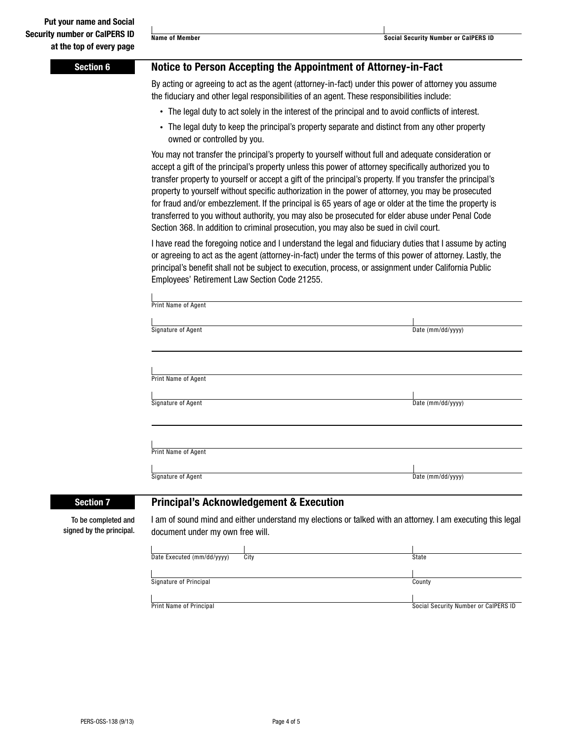**Put your name and Social Security number or CalPERS ID at the top of every page**

Name of Member | Social Security Number or CalPERS ID

## Section 6 — Notice to Person Accepting the Appointment of Attorney-in-Fact

By acting or agreeing to act as the agent (attorney-in-fact) under this power of attorney you assume the fiduciary and other legal responsibilities of an agent. These responsibilities include:

- The legal duty to act solely in the interest of the principal and to avoid conflicts of interest.
- The legal duty to keep the principal's property separate and distinct from any other property owned or controlled by you.

You may not transfer the principal's property to yourself without full and adequate consideration or accept a gift of the principal's property unless this power of attorney specifically authorized you to transfer property to yourself or accept a gift of the principal's property. If you transfer the principal's property to yourself without specific authorization in the power of attorney, you may be prosecuted for fraud and/or embezzlement. If the principal is 65 years of age or older at the time the property is transferred to you without authority, you may also be prosecuted for elder abuse under Penal Code Section 368. In addition to criminal prosecution, you may also be sued in civil court.

I have read the foregoing notice and I understand the legal and fiduciary duties that I assume by acting or agreeing to act as the agent (attorney-in-fact) under the terms of this power of attorney. Lastly, the principal's benefit shall not be subject to execution, process, or assignment under California Public Employees' Retirement Law Section Code 21255.

Print Name of Agent

Signature of Agent | Date (mm/dd/yyyy)

Print Name of Agent

Signature of Agent | Date (mm/dd/yyyy)

Print Name of Agent

Signature of Agent | Date (mm/dd/yyyy)

## Section 7 — Principal's Acknowledgement & Execution

To be completed and signed by the principal.

I am of sound mind and either understand my elections or talked with an attorney. I am executing this legal document under my own free will.

Date Executed (mm/dd/yyyy) | City | State

Signature of Principal | County

Print Name of Principal | Social Security Number or CalPERS ID

PERS-OSS-138 (9/13)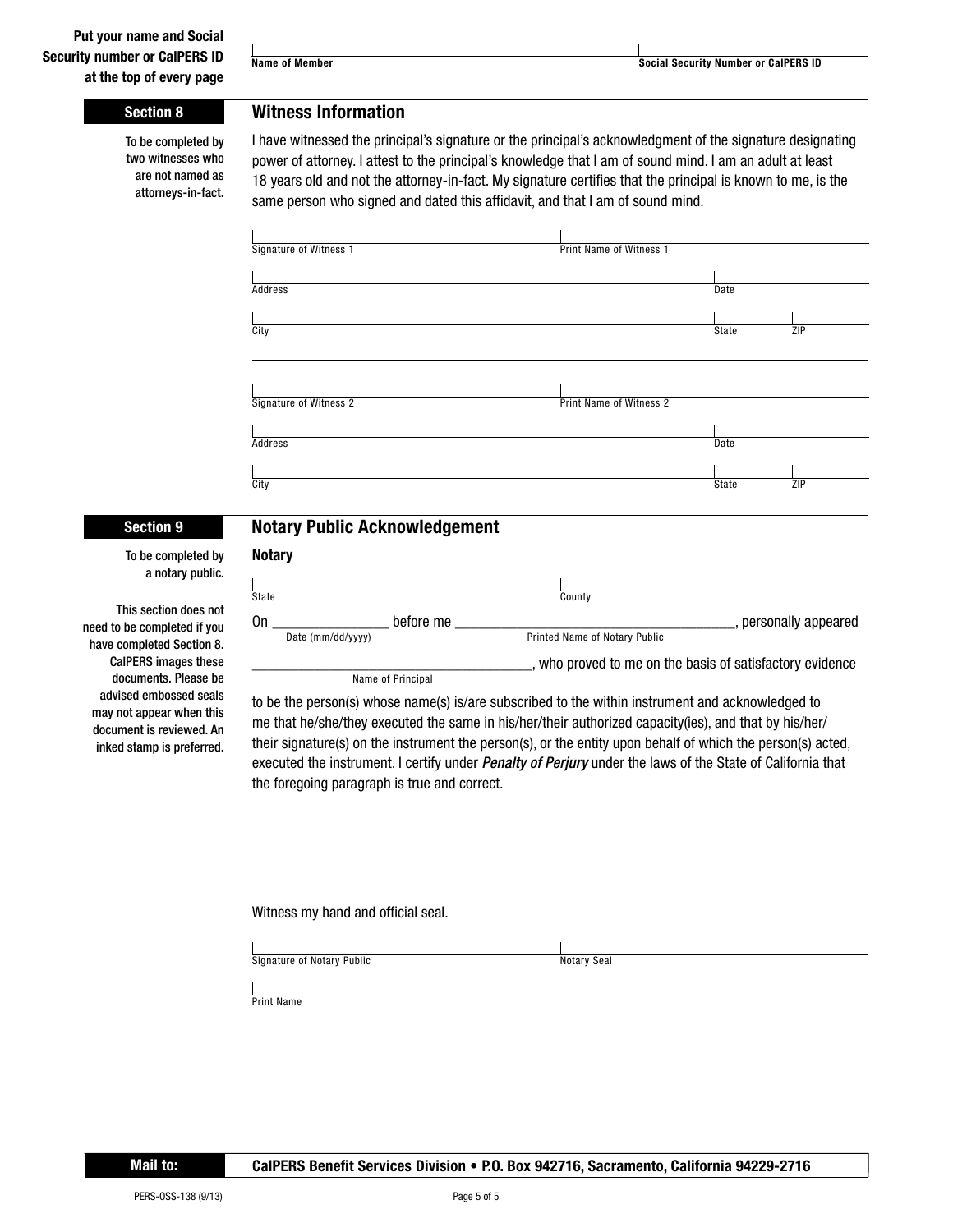**Put your name and Social Security number or CalPERS ID at the top of every page**

Name of Member | Social Security Number or CalPERS ID

## Section 8 — Witness Information

To be completed by two witnesses who are not named as attorneys-in-fact.

I have witnessed the principal's signature or the principal's acknowledgment of the signature designating power of attorney. I attest to the principal's knowledge that I am of sound mind. I am an adult at least 18 years old and not the attorney-in-fact. My signature certifies that the principal is known to me, is the same person who signed and dated this affidavit, and that I am of sound mind.

Signature of Witness 1 | Print Name of Witness 1

Address | Date

City | State | ZIP

Signature of Witness 2 | Print Name of Witness 2

Address | Date

City | State | ZIP

## Section 9 — Notary Public Acknowledgement

To be completed by a notary public.

This section does not need to be completed if you have completed Section 8. CalPERS images these documents. Please be advised embossed seals may not appear when this document is reviewed. An inked stamp is preferred.

### Notary

State | County

On _______________ before me ___________________________________, personally appeared
Date (mm/dd/yyyy) | Printed Name of Notary Public

_____________________________________, who proved to me on the basis of satisfactory evidence
Name of Principal

to be the person(s) whose name(s) is/are subscribed to the within instrument and acknowledged to me that he/she/they executed the same in his/her/their authorized capacity(ies), and that by his/her/their signature(s) on the instrument the person(s), or the entity upon behalf of which the person(s) acted, executed the instrument. I certify under ***Penalty of Perjury*** under the laws of the State of California that the foregoing paragraph is true and correct.

Witness my hand and official seal.

Signature of Notary Public | Notary Seal

Print Name

**Mail to:** **CalPERS Benefit Services Division • P.O. Box 942716, Sacramento, California 94229-2716**

PERS-OSS-138 (9/13)